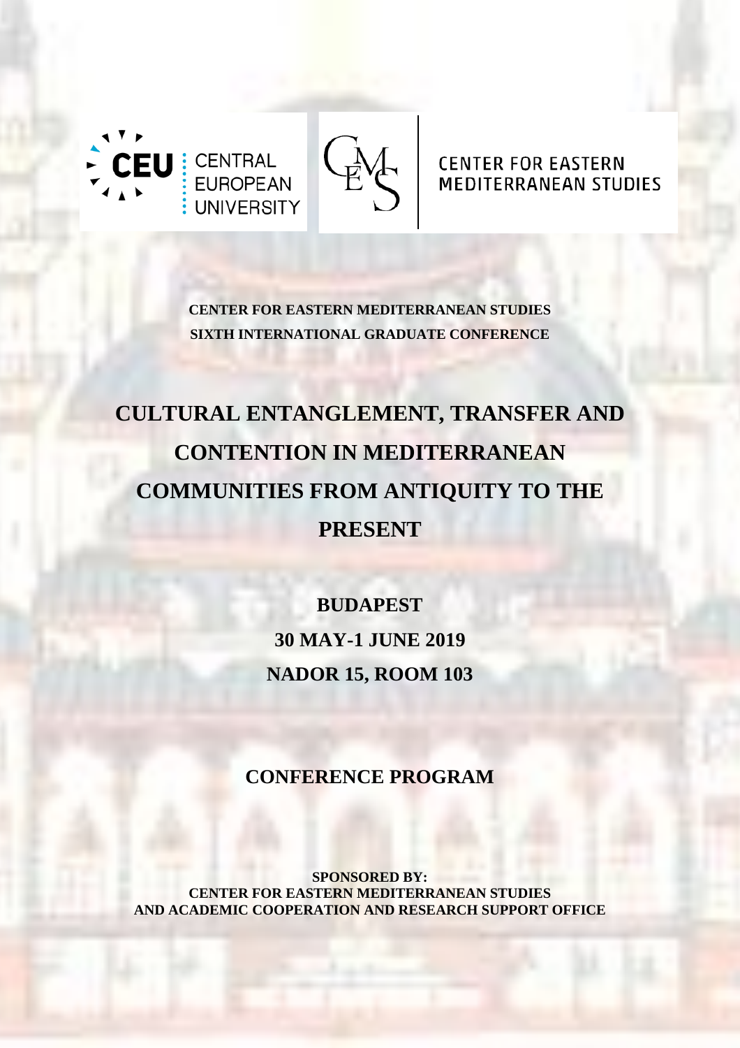CENTRAL EUROPEAN UNIVERSITY

CENTER FOR EASTERN MEDITERRANEAN STUDIES

**CENTER FOR EASTERN MEDITERRANEAN STUDIES**
**SIXTH INTERNATIONAL GRADUATE CONFERENCE**

# CULTURAL ENTANGLEMENT, TRANSFER AND CONTENTION IN MEDITERRANEAN COMMUNITIES FROM ANTIQUITY TO THE PRESENT

**BUDAPEST**

**30 MAY-1 JUNE 2019**

**NADOR 15, ROOM 103**

## CONFERENCE PROGRAM

**SPONSORED BY:**
**CENTER FOR EASTERN MEDITERRANEAN STUDIES**
**AND ACADEMIC COOPERATION AND RESEARCH SUPPORT OFFICE**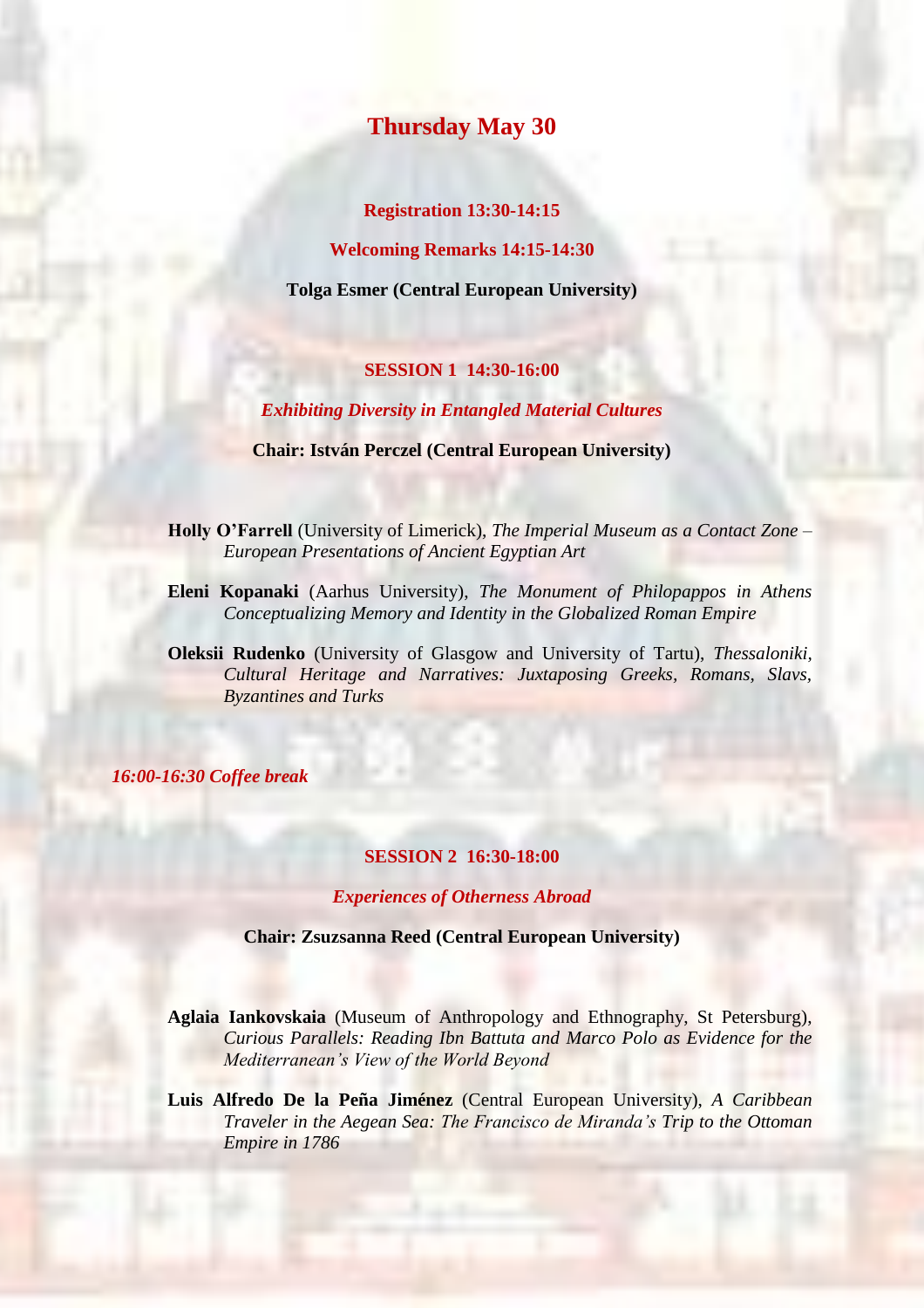# Thursday May 30

**Registration 13:30-14:15**

**Welcoming Remarks 14:15-14:30**

**Tolga Esmer (Central European University)**

## SESSION 1 14:30-16:00

***Exhibiting Diversity in Entangled Material Cultures***

**Chair: István Perczel (Central European University)**

**Holly O'Farrell** (University of Limerick), *The Imperial Museum as a Contact Zone – European Presentations of Ancient Egyptian Art*

**Eleni Kopanaki** (Aarhus University), *The Monument of Philopappos in Athens Conceptualizing Memory and Identity in the Globalized Roman Empire*

**Oleksii Rudenko** (University of Glasgow and University of Tartu), *Thessaloniki, Cultural Heritage and Narratives: Juxtaposing Greeks, Romans, Slavs, Byzantines and Turks*

***16:00-16:30 Coffee break***

## SESSION 2 16:30-18:00

***Experiences of Otherness Abroad***

**Chair: Zsuzsanna Reed (Central European University)**

**Aglaia Iankovskaia** (Museum of Anthropology and Ethnography, St Petersburg), *Curious Parallels: Reading Ibn Battuta and Marco Polo as Evidence for the Mediterranean's View of the World Beyond*

**Luis Alfredo De la Peña Jiménez** (Central European University), *A Caribbean Traveler in the Aegean Sea: The Francisco de Miranda's Trip to the Ottoman Empire in 1786*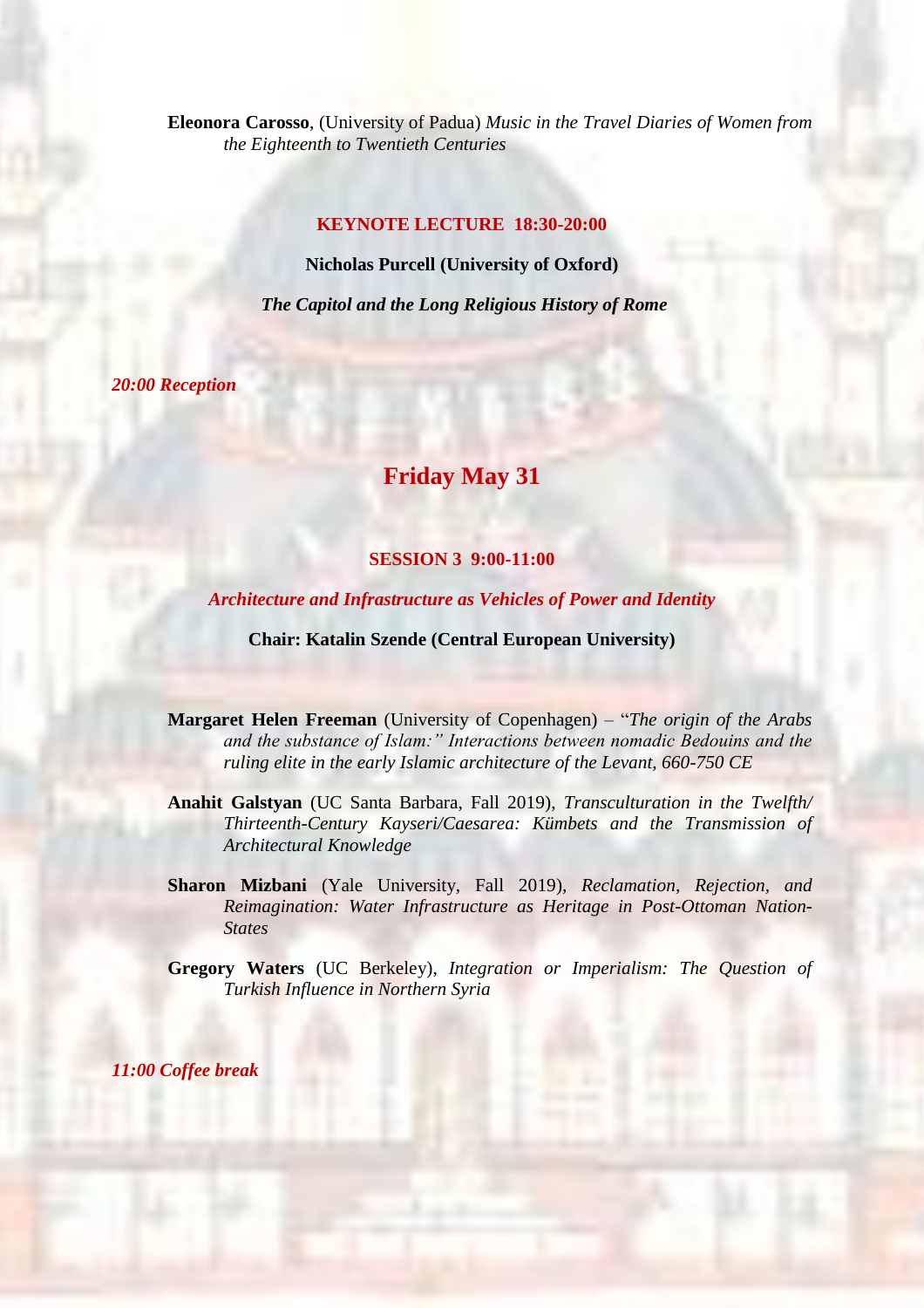**Eleonora Carosso**, (University of Padua) *Music in the Travel Diaries of Women from the Eighteenth to Twentieth Centuries*

**KEYNOTE LECTURE 18:30-20:00**

**Nicholas Purcell (University of Oxford)**

***The Capitol and the Long Religious History of Rome***

***20:00 Reception***

## Friday May 31

**SESSION 3 9:00-11:00**

***Architecture and Infrastructure as Vehicles of Power and Identity***

**Chair: Katalin Szende (Central European University)**

**Margaret Helen Freeman** (University of Copenhagen) – "*The origin of the Arabs and the substance of Islam:" Interactions between nomadic Bedouins and the ruling elite in the early Islamic architecture of the Levant, 660-750 CE*

**Anahit Galstyan** (UC Santa Barbara, Fall 2019), *Transculturation in the Twelfth/ Thirteenth-Century Kayseri/Caesarea: Kümbets and the Transmission of Architectural Knowledge*

**Sharon Mizbani** (Yale University, Fall 2019), *Reclamation, Rejection, and Reimagination: Water Infrastructure as Heritage in Post-Ottoman Nation-States*

**Gregory Waters** (UC Berkeley), *Integration or Imperialism: The Question of Turkish Influence in Northern Syria*

***11:00 Coffee break***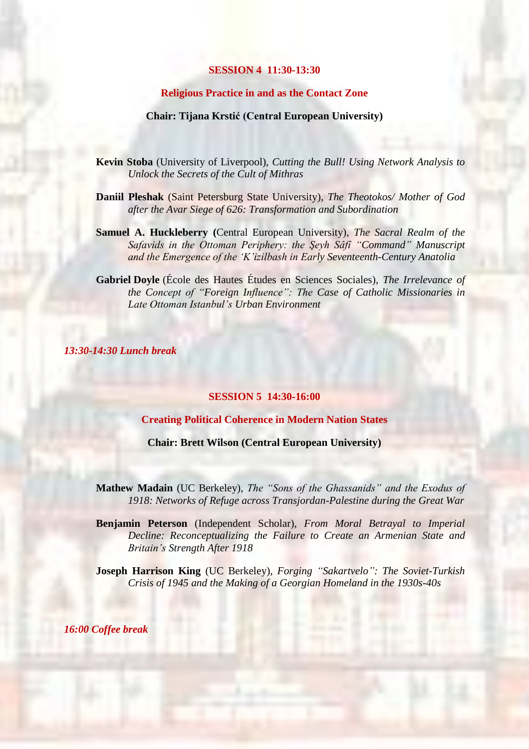## SESSION 4 11:30-13:30

### Religious Practice in and as the Contact Zone

**Chair: Tijana Krstić (Central European University)**

**Kevin Stoba** (University of Liverpool), *Cutting the Bull! Using Network Analysis to Unlock the Secrets of the Cult of Mithras*

**Daniil Pleshak** (Saint Petersburg State University), *The Theotokos/ Mother of God after the Avar Siege of 626: Transformation and Subordination*

**Samuel A. Huckleberry (**Central European University), *The Sacral Realm of the Safavids in the Ottoman Periphery: the Şeyh Sâfî "Command" Manuscript and the Emergence of the 'K'izilbash in Early Seventeenth-Century Anatolia*

**Gabriel Doyle** (École des Hautes Études en Sciences Sociales), *The Irrelevance of the Concept of "Foreign Influence": The Case of Catholic Missionaries in Late Ottoman Istanbul's Urban Environment*

*13:30-14:30 Lunch break*

## SESSION 5 14:30-16:00

### Creating Political Coherence in Modern Nation States

**Chair: Brett Wilson (Central European University)**

**Mathew Madain** (UC Berkeley), *The "Sons of the Ghassanids" and the Exodus of 1918: Networks of Refuge across Transjordan-Palestine during the Great War*

**Benjamin Peterson** (Independent Scholar), *From Moral Betrayal to Imperial Decline: Reconceptualizing the Failure to Create an Armenian State and Britain's Strength After 1918*

**Joseph Harrison King** (UC Berkeley), *Forging "Sakartvelo": The Soviet-Turkish Crisis of 1945 and the Making of a Georgian Homeland in the 1930s-40s*

*16:00 Coffee break*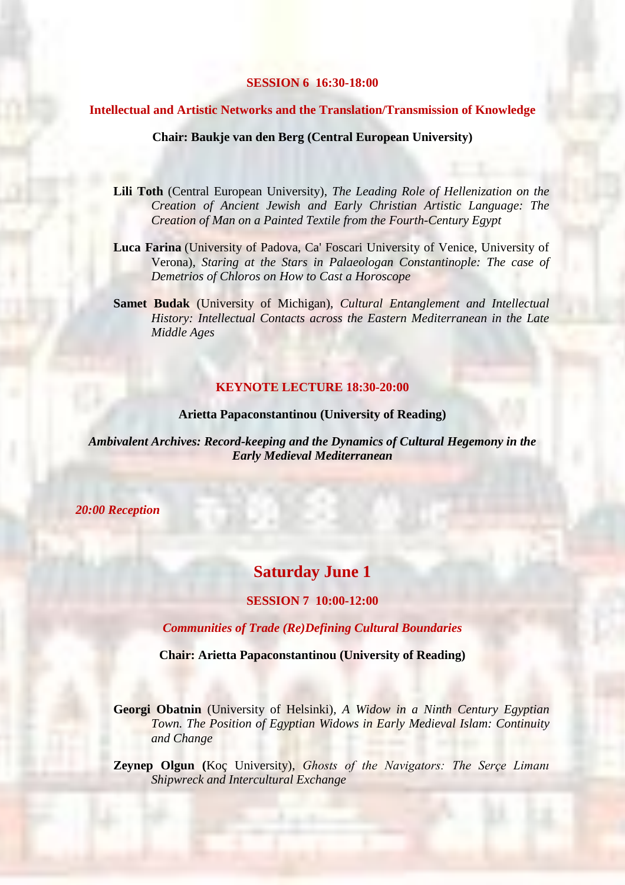### SESSION 6 16:30-18:00

**Intellectual and Artistic Networks and the Translation/Transmission of Knowledge**

**Chair: Baukje van den Berg (Central European University)**

**Lili Toth** (Central European University), *The Leading Role of Hellenization on the Creation of Ancient Jewish and Early Christian Artistic Language: The Creation of Man on a Painted Textile from the Fourth-Century Egypt*

**Luca Farina** (University of Padova, Ca' Foscari University of Venice, University of Verona), *Staring at the Stars in Palaeologan Constantinople: The case of Demetrios of Chloros on How to Cast a Horoscope*

**Samet Budak** (University of Michigan), *Cultural Entanglement and Intellectual History: Intellectual Contacts across the Eastern Mediterranean in the Late Middle Ages*

### KEYNOTE LECTURE 18:30-20:00

**Arietta Papaconstantinou (University of Reading)**

***Ambivalent Archives: Record-keeping and the Dynamics of Cultural Hegemony in the Early Medieval Mediterranean***

*20:00 Reception*

## Saturday June 1

### SESSION 7 10:00-12:00

*Communities of Trade (Re)Defining Cultural Boundaries*

**Chair: Arietta Papaconstantinou (University of Reading)**

**Georgi Obatnin** (University of Helsinki), *A Widow in a Ninth Century Egyptian Town. The Position of Egyptian Widows in Early Medieval Islam: Continuity and Change*

**Zeynep Olgun (**Koç University), *Ghosts of the Navigators: The Serçe Limanı Shipwreck and Intercultural Exchange*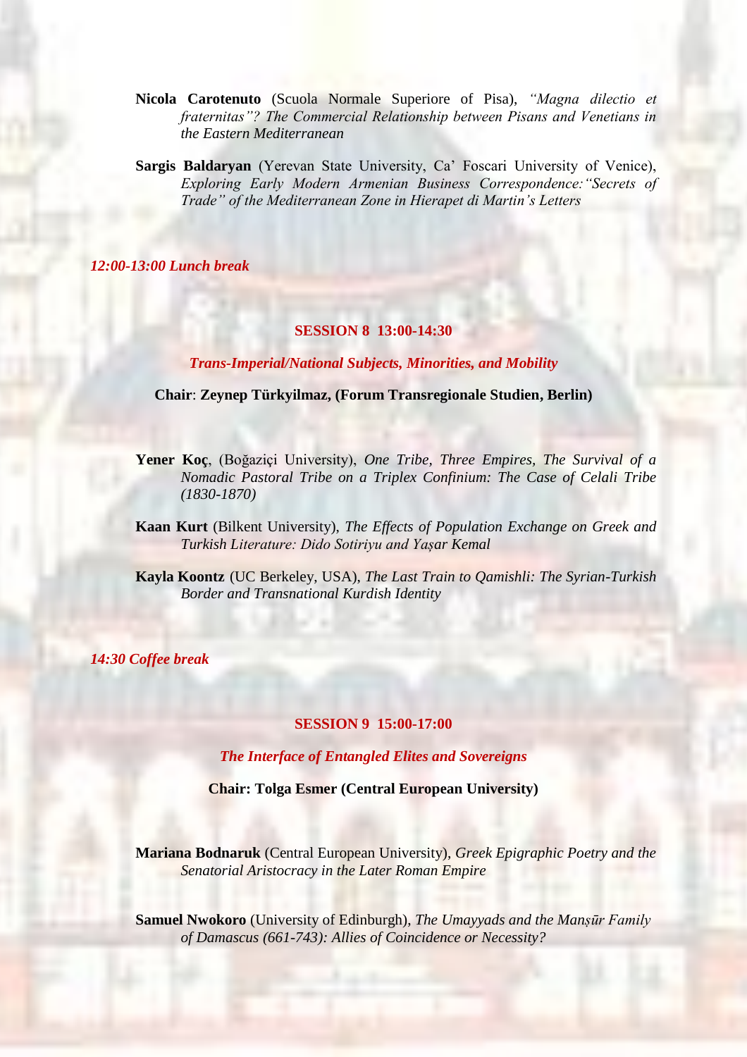**Nicola Carotenuto** (Scuola Normale Superiore of Pisa), *"Magna dilectio et fraternitas"? The Commercial Relationship between Pisans and Venetians in the Eastern Mediterranean*

**Sargis Baldaryan** (Yerevan State University, Ca' Foscari University of Venice), *Exploring Early Modern Armenian Business Correspondence:"Secrets of Trade" of the Mediterranean Zone in Hierapet di Martin's Letters*

*12:00-13:00 Lunch break*

**SESSION 8 13:00-14:30**

***Trans-Imperial/National Subjects, Minorities, and Mobility***

**Chair**: **Zeynep Türkyilmaz, (Forum Transregionale Studien, Berlin)**

**Yener Koç**, (Boğaziçi University), *One Tribe, Three Empires, The Survival of a Nomadic Pastoral Tribe on a Triplex Confinium: The Case of Celali Tribe (1830-1870)*

**Kaan Kurt** (Bilkent University), *The Effects of Population Exchange on Greek and Turkish Literature: Dido Sotiriyu and Yaşar Kemal*

**Kayla Koontz** (UC Berkeley, USA), *The Last Train to Qamishli: The Syrian-Turkish Border and Transnational Kurdish Identity*

*14:30 Coffee break*

**SESSION 9 15:00-17:00**

***The Interface of Entangled Elites and Sovereigns***

**Chair: Tolga Esmer (Central European University)**

**Mariana Bodnaruk** (Central European University), *Greek Epigraphic Poetry and the Senatorial Aristocracy in the Later Roman Empire*

**Samuel Nwokoro** (University of Edinburgh), *The Umayyads and the Manṣūr Family of Damascus (661-743): Allies of Coincidence or Necessity?*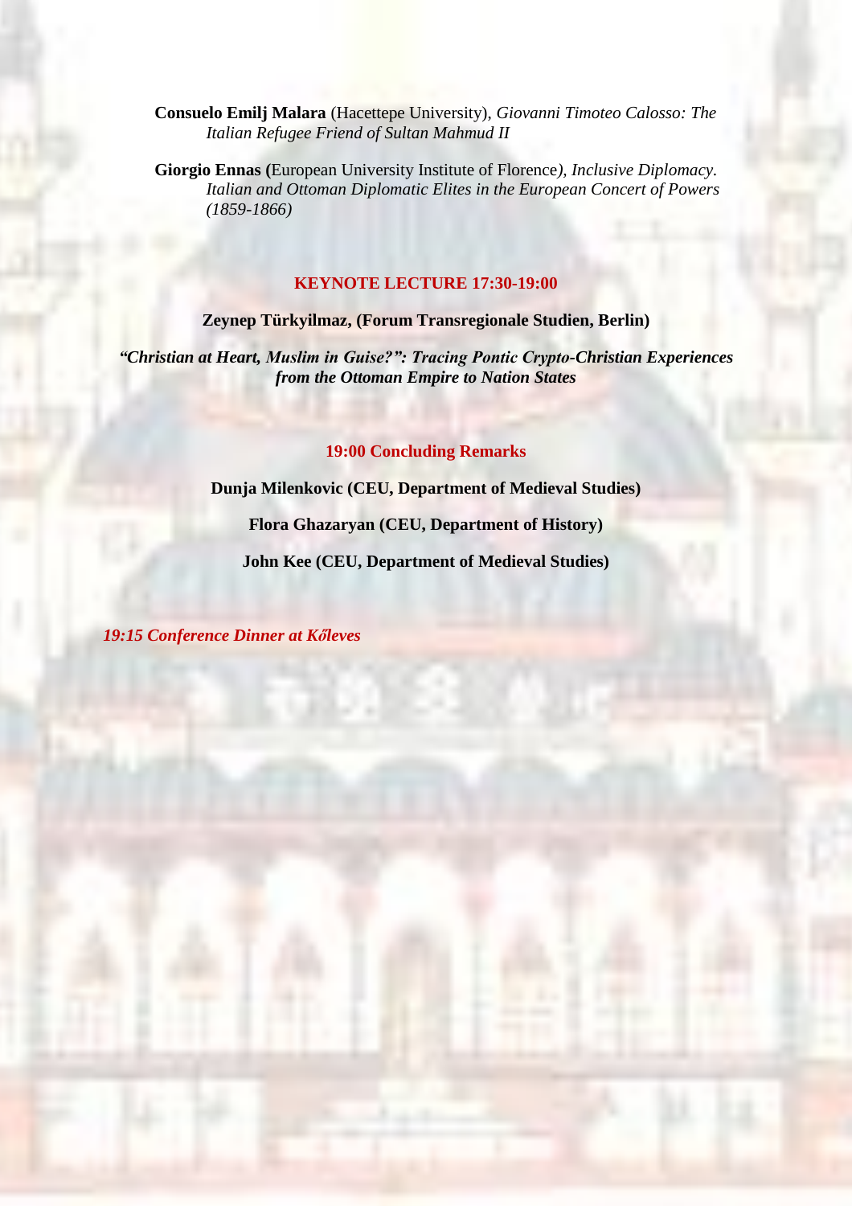**Consuelo Emilj Malara** (Hacettepe University), *Giovanni Timoteo Calosso: The Italian Refugee Friend of Sultan Mahmud II*

**Giorgio Ennas (**European University Institute of Florence*), Inclusive Diplomacy. Italian and Ottoman Diplomatic Elites in the European Concert of Powers (1859-1866)*

## KEYNOTE LECTURE 17:30-19:00

**Zeynep Türkyilmaz, (Forum Transregionale Studien, Berlin)**

***"Christian at Heart, Muslim in Guise?": Tracing Pontic Crypto-Christian Experiences from the Ottoman Empire to Nation States***

## 19:00 Concluding Remarks

**Dunja Milenkovic (CEU, Department of Medieval Studies)**

**Flora Ghazaryan (CEU, Department of History)**

**John Kee (CEU, Department of Medieval Studies)**

***19:15 Conference Dinner at Kőleves***